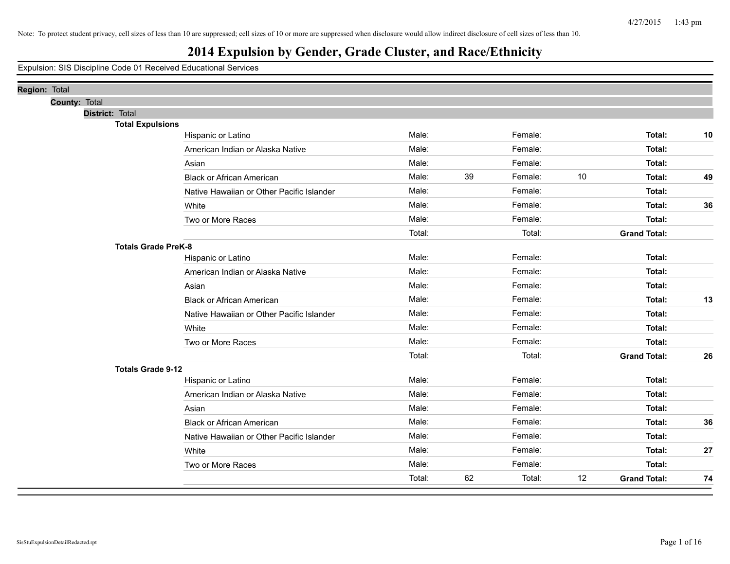Note: To protect student privacy, cell sizes of less than 10 are suppressed; cell sizes of 10 or more are suppressed when disclosure would allow indirect disclosure of cell sizes of less than 10.

# 2014 Expulsion by Gender, Grade Cluster, and Race/Ethnicity

Expulsion: SIS Discipline Code 01 Received Educational Services

**Region:** Total

**County:** Total

**District:** Total

**Total Expulsions**

| Race/Ethnicity | | Male | | Female | | Total |
|---|---|---|---|---|---|---|
| Hispanic or Latino | Male: | | Female: | | **Total:** | **10** |
| American Indian or Alaska Native | Male: | | Female: | | **Total:** | |
| Asian | Male: | | Female: | | **Total:** | |
| Black or African American | Male: | 39 | Female: | 10 | **Total:** | **49** |
| Native Hawaiian or Other Pacific Islander | Male: | | Female: | | **Total:** | |
| White | Male: | | Female: | | **Total:** | **36** |
| Two or More Races | Male: | | Female: | | **Total:** | |
| | Total: | | Total: | | **Grand Total:** | |

**Totals Grade PreK-8**

| Race/Ethnicity | | Male | | Female | | Total |
|---|---|---|---|---|---|---|
| Hispanic or Latino | Male: | | Female: | | **Total:** | |
| American Indian or Alaska Native | Male: | | Female: | | **Total:** | |
| Asian | Male: | | Female: | | **Total:** | |
| Black or African American | Male: | | Female: | | **Total:** | **13** |
| Native Hawaiian or Other Pacific Islander | Male: | | Female: | | **Total:** | |
| White | Male: | | Female: | | **Total:** | |
| Two or More Races | Male: | | Female: | | **Total:** | |
| | Total: | | Total: | | **Grand Total:** | **26** |

**Totals Grade 9-12**

| Race/Ethnicity | | Male | | Female | | Total |
|---|---|---|---|---|---|---|
| Hispanic or Latino | Male: | | Female: | | **Total:** | |
| American Indian or Alaska Native | Male: | | Female: | | **Total:** | |
| Asian | Male: | | Female: | | **Total:** | |
| Black or African American | Male: | | Female: | | **Total:** | **36** |
| Native Hawaiian or Other Pacific Islander | Male: | | Female: | | **Total:** | |
| White | Male: | | Female: | | **Total:** | **27** |
| Two or More Races | Male: | | Female: | | **Total:** | |
| | Total: | 62 | Total: | 12 | **Grand Total:** | **74** |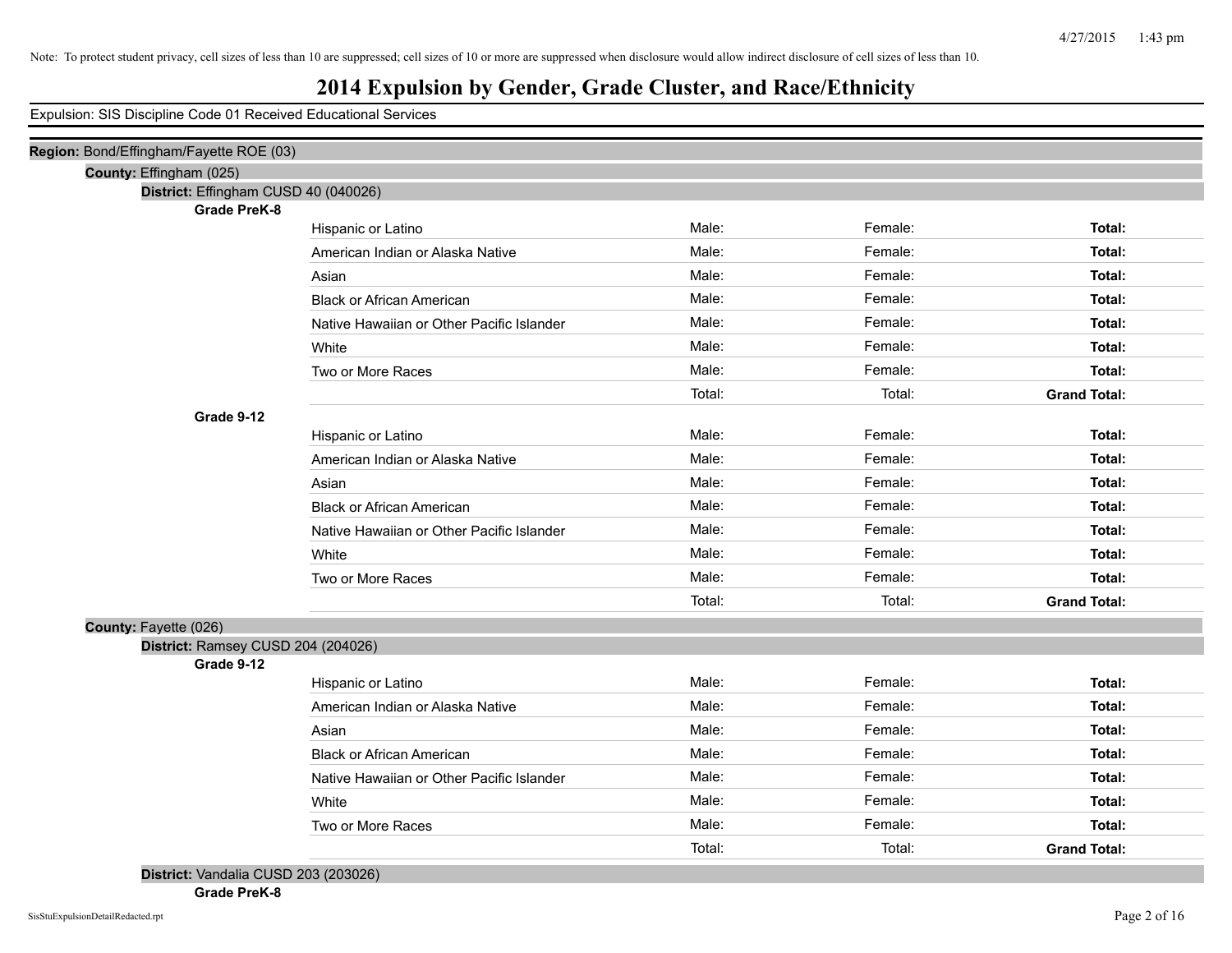Note: To protect student privacy, cell sizes of less than 10 are suppressed; cell sizes of 10 or more are suppressed when disclosure would allow indirect disclosure of cell sizes of less than 10.

# 2014 Expulsion by Gender, Grade Cluster, and Race/Ethnicity

Expulsion: SIS Discipline Code 01 Received Educational Services

**Region:** Bond/Effingham/Fayette ROE (03)

**County:** Effingham (025)

**District:** Effingham CUSD 40 (040026)

**Grade PreK-8**

| | | | |
|---|---|---|---|
| Hispanic or Latino | Male: | Female: | **Total:** |
| American Indian or Alaska Native | Male: | Female: | **Total:** |
| Asian | Male: | Female: | **Total:** |
| Black or African American | Male: | Female: | **Total:** |
| Native Hawaiian or Other Pacific Islander | Male: | Female: | **Total:** |
| White | Male: | Female: | **Total:** |
| Two or More Races | Male: | Female: | **Total:** |
| | Total: | Total: | **Grand Total:** |

**Grade 9-12**

| | | | |
|---|---|---|---|
| Hispanic or Latino | Male: | Female: | **Total:** |
| American Indian or Alaska Native | Male: | Female: | **Total:** |
| Asian | Male: | Female: | **Total:** |
| Black or African American | Male: | Female: | **Total:** |
| Native Hawaiian or Other Pacific Islander | Male: | Female: | **Total:** |
| White | Male: | Female: | **Total:** |
| Two or More Races | Male: | Female: | **Total:** |
| | Total: | Total: | **Grand Total:** |

**County:** Fayette (026)

**District:** Ramsey CUSD 204 (204026)

**Grade 9-12**

| | | | |
|---|---|---|---|
| Hispanic or Latino | Male: | Female: | **Total:** |
| American Indian or Alaska Native | Male: | Female: | **Total:** |
| Asian | Male: | Female: | **Total:** |
| Black or African American | Male: | Female: | **Total:** |
| Native Hawaiian or Other Pacific Islander | Male: | Female: | **Total:** |
| White | Male: | Female: | **Total:** |
| Two or More Races | Male: | Female: | **Total:** |
| | Total: | Total: | **Grand Total:** |

**District:** Vandalia CUSD 203 (203026)

**Grade PreK-8**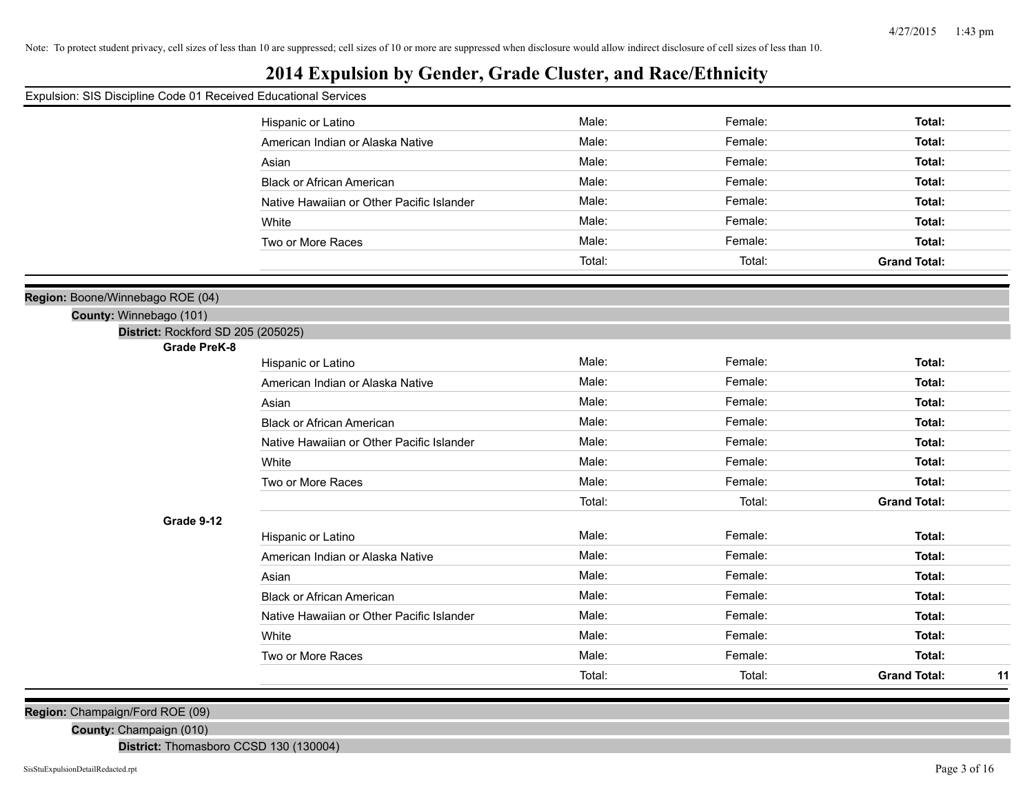Note: To protect student privacy, cell sizes of less than 10 are suppressed; cell sizes of 10 or more are suppressed when disclosure would allow indirect disclosure of cell sizes of less than 10.

# 2014 Expulsion by Gender, Grade Cluster, and Race/Ethnicity

Expulsion: SIS Discipline Code 01 Received Educational Services

| | | | | |
|---|---|---|---|---|
| Hispanic or Latino | Male: | Female: | **Total:** | |
| American Indian or Alaska Native | Male: | Female: | **Total:** | |
| Asian | Male: | Female: | **Total:** | |
| Black or African American | Male: | Female: | **Total:** | |
| Native Hawaiian or Other Pacific Islander | Male: | Female: | **Total:** | |
| White | Male: | Female: | **Total:** | |
| Two or More Races | Male: | Female: | **Total:** | |
| | Total: | Total: | **Grand Total:** | |

**Region:** Boone/Winnebago ROE (04)

**County:** Winnebago (101)

**District:** Rockford SD 205 (205025)

**Grade PreK-8**

| | | | | |
|---|---|---|---|---|
| Hispanic or Latino | Male: | Female: | **Total:** | |
| American Indian or Alaska Native | Male: | Female: | **Total:** | |
| Asian | Male: | Female: | **Total:** | |
| Black or African American | Male: | Female: | **Total:** | |
| Native Hawaiian or Other Pacific Islander | Male: | Female: | **Total:** | |
| White | Male: | Female: | **Total:** | |
| Two or More Races | Male: | Female: | **Total:** | |
| | Total: | Total: | **Grand Total:** | |

**Grade 9-12**

| | | | | |
|---|---|---|---|---|
| Hispanic or Latino | Male: | Female: | **Total:** | |
| American Indian or Alaska Native | Male: | Female: | **Total:** | |
| Asian | Male: | Female: | **Total:** | |
| Black or African American | Male: | Female: | **Total:** | |
| Native Hawaiian or Other Pacific Islander | Male: | Female: | **Total:** | |
| White | Male: | Female: | **Total:** | |
| Two or More Races | Male: | Female: | **Total:** | |
| | Total: | Total: | **Grand Total:** | **11** |

**Region:** Champaign/Ford ROE (09)

**County:** Champaign (010)

**District:** Thomasboro CCSD 130 (130004)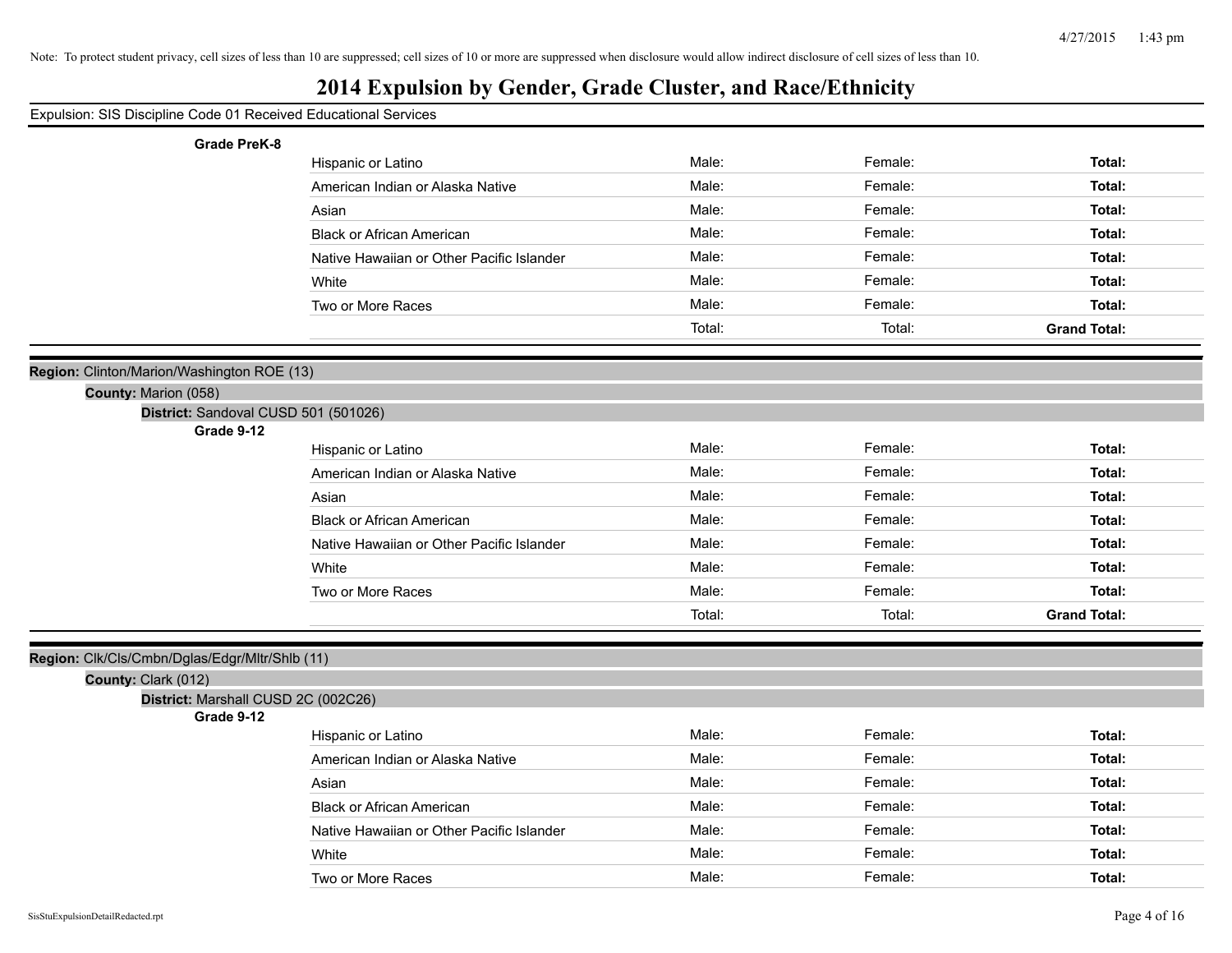Note: To protect student privacy, cell sizes of less than 10 are suppressed; cell sizes of 10 or more are suppressed when disclosure would allow indirect disclosure of cell sizes of less than 10.

# 2014 Expulsion by Gender, Grade Cluster, and Race/Ethnicity

Expulsion: SIS Discipline Code 01 Received Educational Services

**Grade PreK-8**

| | | | |
|---|---|---|---|
| Hispanic or Latino | Male: | Female: | **Total:** |
| American Indian or Alaska Native | Male: | Female: | **Total:** |
| Asian | Male: | Female: | **Total:** |
| Black or African American | Male: | Female: | **Total:** |
| Native Hawaiian or Other Pacific Islander | Male: | Female: | **Total:** |
| White | Male: | Female: | **Total:** |
| Two or More Races | Male: | Female: | **Total:** |
| | Total: | Total: | **Grand Total:** |

**Region:** Clinton/Marion/Washington ROE (13)

**County:** Marion (058)

**District:** Sandoval CUSD 501 (501026)

**Grade 9-12**

| | | | |
|---|---|---|---|
| Hispanic or Latino | Male: | Female: | **Total:** |
| American Indian or Alaska Native | Male: | Female: | **Total:** |
| Asian | Male: | Female: | **Total:** |
| Black or African American | Male: | Female: | **Total:** |
| Native Hawaiian or Other Pacific Islander | Male: | Female: | **Total:** |
| White | Male: | Female: | **Total:** |
| Two or More Races | Male: | Female: | **Total:** |
| | Total: | Total: | **Grand Total:** |

**Region:** Clk/Cls/Cmbn/Dglas/Edgr/Mltr/Shlb (11)

**County:** Clark (012)

**District:** Marshall CUSD 2C (002C26)

**Grade 9-12**

| | | | |
|---|---|---|---|
| Hispanic or Latino | Male: | Female: | **Total:** |
| American Indian or Alaska Native | Male: | Female: | **Total:** |
| Asian | Male: | Female: | **Total:** |
| Black or African American | Male: | Female: | **Total:** |
| Native Hawaiian or Other Pacific Islander | Male: | Female: | **Total:** |
| White | Male: | Female: | **Total:** |
| Two or More Races | Male: | Female: | **Total:** |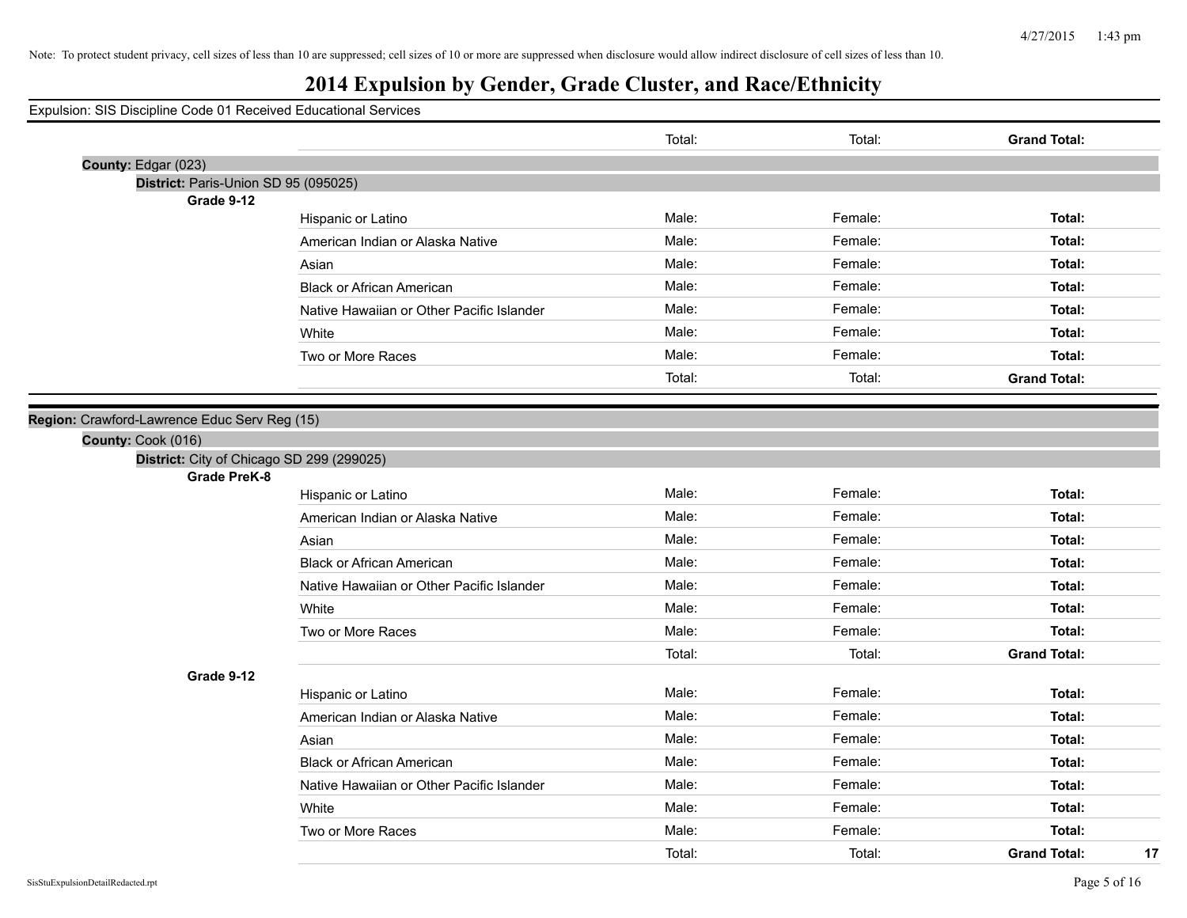Note: To protect student privacy, cell sizes of less than 10 are suppressed; cell sizes of 10 or more are suppressed when disclosure would allow indirect disclosure of cell sizes of less than 10.

# 2014 Expulsion by Gender, Grade Cluster, and Race/Ethnicity

Expulsion: SIS Discipline Code 01 Received Educational Services

| | | | | |
|---|---|---|---|---|
| | | Total: | Total: | **Grand Total:** |

**County:** Edgar (023)

**District:** Paris-Union SD 95 (095025)

**Grade 9-12**

| | | | | |
|---|---|---|---|---|
| Hispanic or Latino | Male: | Female: | **Total:** | |
| American Indian or Alaska Native | Male: | Female: | **Total:** | |
| Asian | Male: | Female: | **Total:** | |
| Black or African American | Male: | Female: | **Total:** | |
| Native Hawaiian or Other Pacific Islander | Male: | Female: | **Total:** | |
| White | Male: | Female: | **Total:** | |
| Two or More Races | Male: | Female: | **Total:** | |
| | Total: | Total: | **Grand Total:** | |

**Region:** Crawford-Lawrence Educ Serv Reg (15)

**County:** Cook (016)

**District:** City of Chicago SD 299 (299025)

**Grade PreK-8**

| | | | | |
|---|---|---|---|---|
| Hispanic or Latino | Male: | Female: | **Total:** | |
| American Indian or Alaska Native | Male: | Female: | **Total:** | |
| Asian | Male: | Female: | **Total:** | |
| Black or African American | Male: | Female: | **Total:** | |
| Native Hawaiian or Other Pacific Islander | Male: | Female: | **Total:** | |
| White | Male: | Female: | **Total:** | |
| Two or More Races | Male: | Female: | **Total:** | |
| | Total: | Total: | **Grand Total:** | |

**Grade 9-12**

| | | | | |
|---|---|---|---|---|
| Hispanic or Latino | Male: | Female: | **Total:** | |
| American Indian or Alaska Native | Male: | Female: | **Total:** | |
| Asian | Male: | Female: | **Total:** | |
| Black or African American | Male: | Female: | **Total:** | |
| Native Hawaiian or Other Pacific Islander | Male: | Female: | **Total:** | |
| White | Male: | Female: | **Total:** | |
| Two or More Races | Male: | Female: | **Total:** | |
| | Total: | Total: | **Grand Total:** | **17** |

SisStuExpulsionDetailRedacted.rpt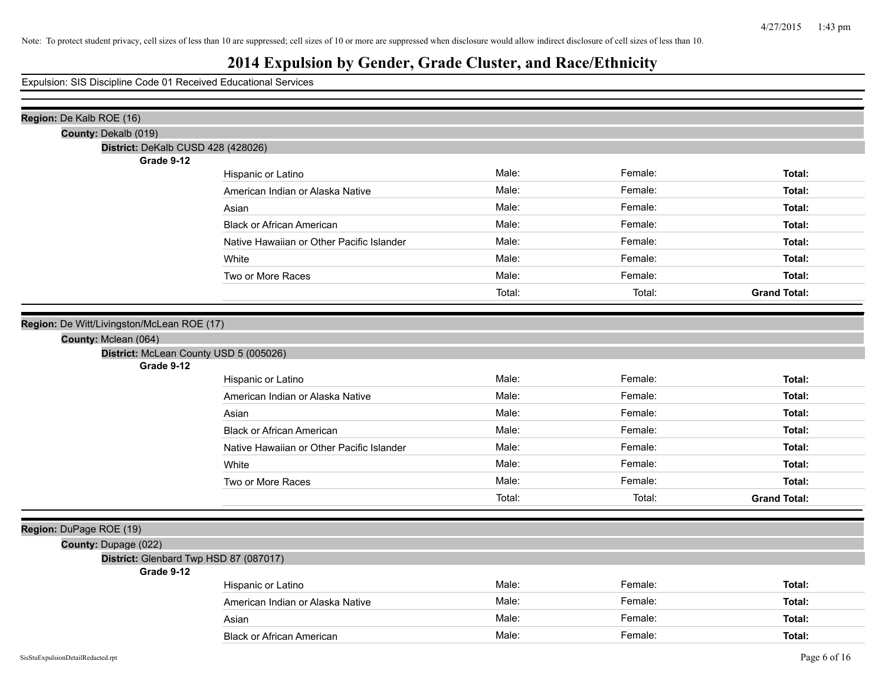Note: To protect student privacy, cell sizes of less than 10 are suppressed; cell sizes of 10 or more are suppressed when disclosure would allow indirect disclosure of cell sizes of less than 10.

# 2014 Expulsion by Gender, Grade Cluster, and Race/Ethnicity

Expulsion: SIS Discipline Code 01 Received Educational Services

**Region:** De Kalb ROE (16)

**County:** Dekalb (019)

**District:** DeKalb CUSD 428 (428026)

**Grade 9-12**

| | | | |
|---|---|---|---|
| Hispanic or Latino | Male: | Female: | **Total:** |
| American Indian or Alaska Native | Male: | Female: | **Total:** |
| Asian | Male: | Female: | **Total:** |
| Black or African American | Male: | Female: | **Total:** |
| Native Hawaiian or Other Pacific Islander | Male: | Female: | **Total:** |
| White | Male: | Female: | **Total:** |
| Two or More Races | Male: | Female: | **Total:** |
| | Total: | Total: | **Grand Total:** |

**Region:** De Witt/Livingston/McLean ROE (17)

**County:** Mclean (064)

**District:** McLean County USD 5 (005026)

**Grade 9-12**

| | | | |
|---|---|---|---|
| Hispanic or Latino | Male: | Female: | **Total:** |
| American Indian or Alaska Native | Male: | Female: | **Total:** |
| Asian | Male: | Female: | **Total:** |
| Black or African American | Male: | Female: | **Total:** |
| Native Hawaiian or Other Pacific Islander | Male: | Female: | **Total:** |
| White | Male: | Female: | **Total:** |
| Two or More Races | Male: | Female: | **Total:** |
| | Total: | Total: | **Grand Total:** |

**Region:** DuPage ROE (19)

**County:** Dupage (022)

**District:** Glenbard Twp HSD 87 (087017)

**Grade 9-12**

| | | | |
|---|---|---|---|
| Hispanic or Latino | Male: | Female: | **Total:** |
| American Indian or Alaska Native | Male: | Female: | **Total:** |
| Asian | Male: | Female: | **Total:** |
| Black or African American | Male: | Female: | **Total:** |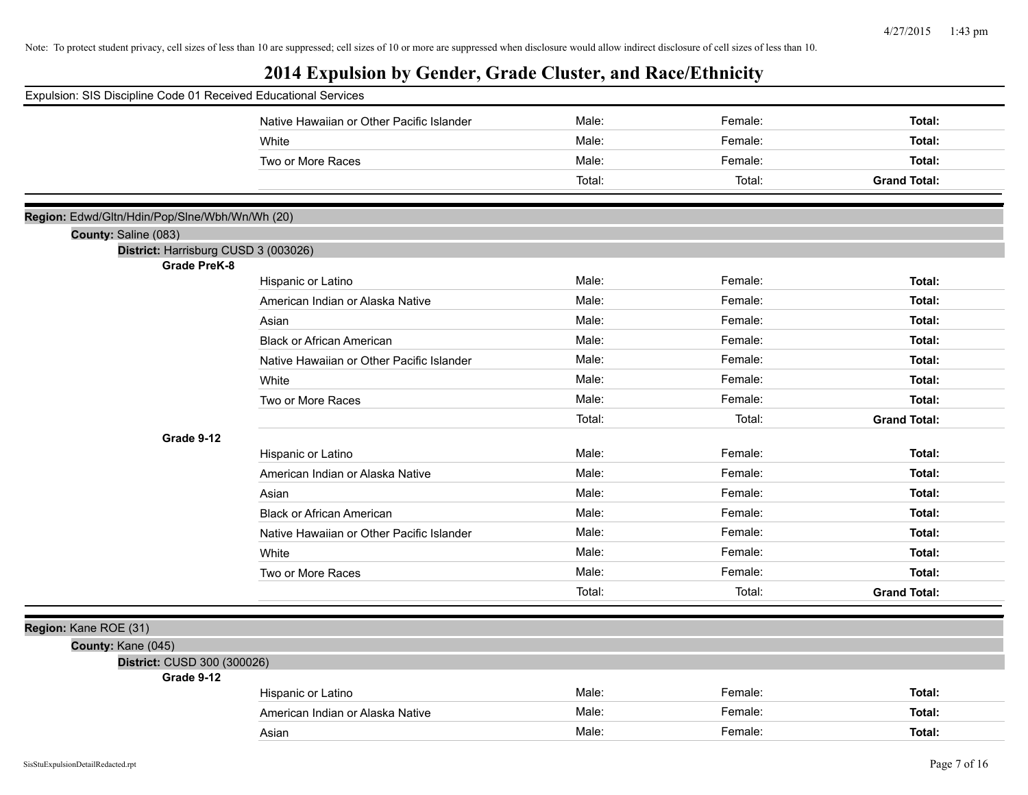Note: To protect student privacy, cell sizes of less than 10 are suppressed; cell sizes of 10 or more are suppressed when disclosure would allow indirect disclosure of cell sizes of less than 10.

# 2014 Expulsion by Gender, Grade Cluster, and Race/Ethnicity

Expulsion: SIS Discipline Code 01 Received Educational Services

| | Male | Female | Total |
|---|---|---|---|
| Native Hawaiian or Other Pacific Islander | Male: | Female: | **Total:** |
| White | Male: | Female: | **Total:** |
| Two or More Races | Male: | Female: | **Total:** |
| | Total: | Total: | **Grand Total:** |

**Region:** Edwd/Gltn/Hdin/Pop/Slne/Wbh/Wn/Wh (20)

**County:** Saline (083)

**District:** Harrisburg CUSD 3 (003026)

**Grade PreK-8**

| | Male | Female | Total |
|---|---|---|---|
| Hispanic or Latino | Male: | Female: | **Total:** |
| American Indian or Alaska Native | Male: | Female: | **Total:** |
| Asian | Male: | Female: | **Total:** |
| Black or African American | Male: | Female: | **Total:** |
| Native Hawaiian or Other Pacific Islander | Male: | Female: | **Total:** |
| White | Male: | Female: | **Total:** |
| Two or More Races | Male: | Female: | **Total:** |
| | Total: | Total: | **Grand Total:** |

**Grade 9-12**

| | Male | Female | Total |
|---|---|---|---|
| Hispanic or Latino | Male: | Female: | **Total:** |
| American Indian or Alaska Native | Male: | Female: | **Total:** |
| Asian | Male: | Female: | **Total:** |
| Black or African American | Male: | Female: | **Total:** |
| Native Hawaiian or Other Pacific Islander | Male: | Female: | **Total:** |
| White | Male: | Female: | **Total:** |
| Two or More Races | Male: | Female: | **Total:** |
| | Total: | Total: | **Grand Total:** |

**Region:** Kane ROE (31)

**County:** Kane (045)

**District:** CUSD 300 (300026)

**Grade 9-12**

| | Male | Female | Total |
|---|---|---|---|
| Hispanic or Latino | Male: | Female: | **Total:** |
| American Indian or Alaska Native | Male: | Female: | **Total:** |
| Asian | Male: | Female: | **Total:** |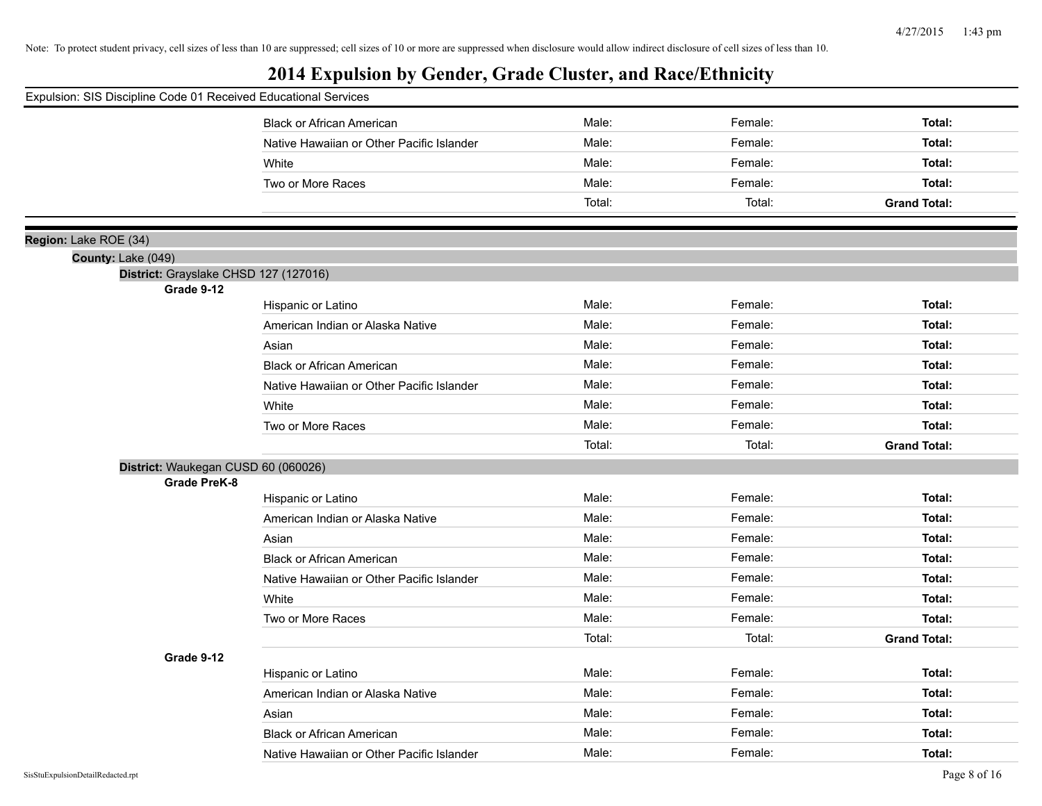Note: To protect student privacy, cell sizes of less than 10 are suppressed; cell sizes of 10 or more are suppressed when disclosure would allow indirect disclosure of cell sizes of less than 10.

# 2014 Expulsion by Gender, Grade Cluster, and Race/Ethnicity

Expulsion: SIS Discipline Code 01 Received Educational Services

| | | | |
|---|---|---|---|
| Black or African American | Male: | Female: | **Total:** |
| Native Hawaiian or Other Pacific Islander | Male: | Female: | **Total:** |
| White | Male: | Female: | **Total:** |
| Two or More Races | Male: | Female: | **Total:** |
| | Total: | Total: | **Grand Total:** |

**Region:** Lake ROE (34)

**County:** Lake (049)

**District:** Grayslake CHSD 127 (127016)

**Grade 9-12**

| | | | |
|---|---|---|---|
| Hispanic or Latino | Male: | Female: | **Total:** |
| American Indian or Alaska Native | Male: | Female: | **Total:** |
| Asian | Male: | Female: | **Total:** |
| Black or African American | Male: | Female: | **Total:** |
| Native Hawaiian or Other Pacific Islander | Male: | Female: | **Total:** |
| White | Male: | Female: | **Total:** |
| Two or More Races | Male: | Female: | **Total:** |
| | Total: | Total: | **Grand Total:** |

**District:** Waukegan CUSD 60 (060026)

**Grade PreK-8**

| | | | |
|---|---|---|---|
| Hispanic or Latino | Male: | Female: | **Total:** |
| American Indian or Alaska Native | Male: | Female: | **Total:** |
| Asian | Male: | Female: | **Total:** |
| Black or African American | Male: | Female: | **Total:** |
| Native Hawaiian or Other Pacific Islander | Male: | Female: | **Total:** |
| White | Male: | Female: | **Total:** |
| Two or More Races | Male: | Female: | **Total:** |
| | Total: | Total: | **Grand Total:** |

**Grade 9-12**

| | | | |
|---|---|---|---|
| Hispanic or Latino | Male: | Female: | **Total:** |
| American Indian or Alaska Native | Male: | Female: | **Total:** |
| Asian | Male: | Female: | **Total:** |
| Black or African American | Male: | Female: | **Total:** |
| Native Hawaiian or Other Pacific Islander | Male: | Female: | **Total:** |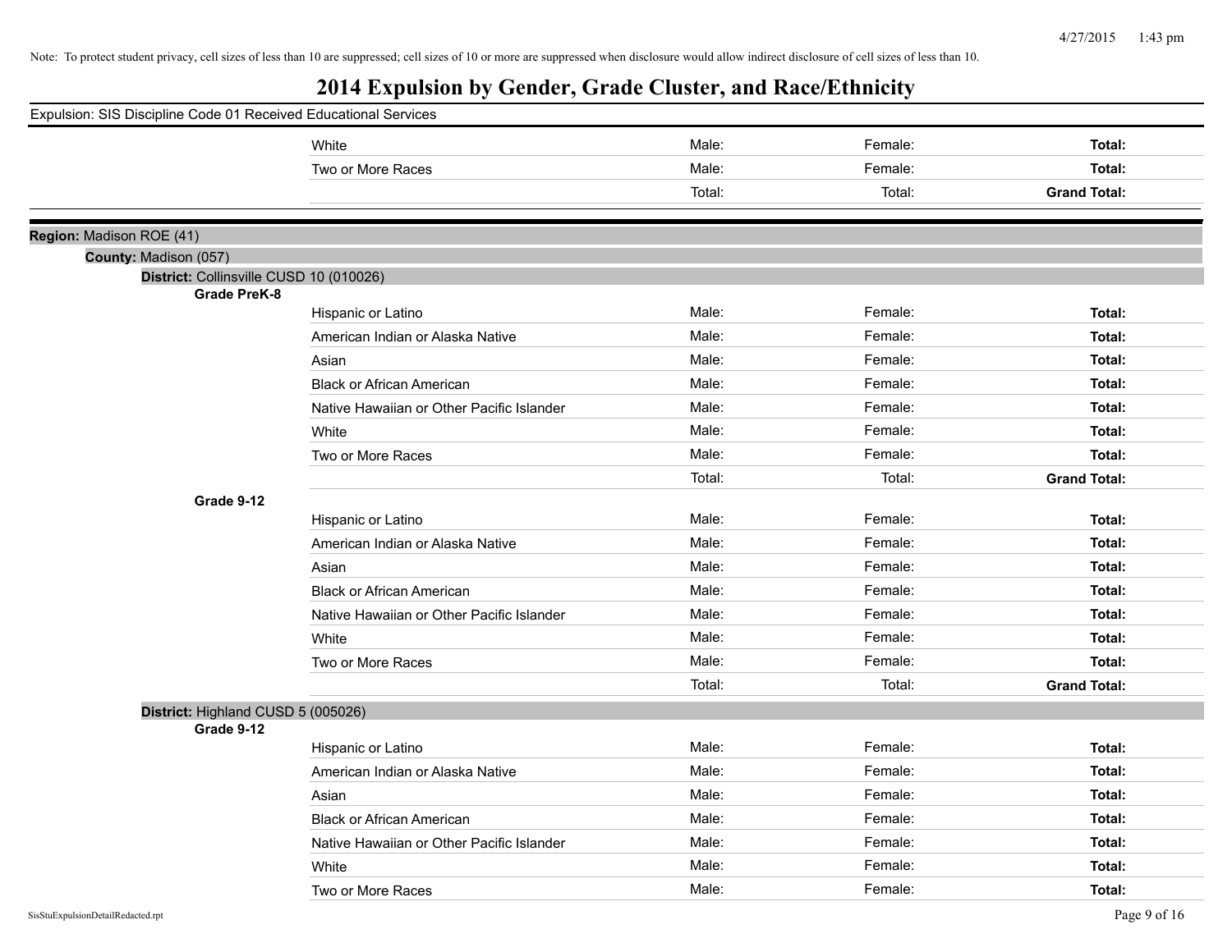Note: To protect student privacy, cell sizes of less than 10 are suppressed; cell sizes of 10 or more are suppressed when disclosure would allow indirect disclosure of cell sizes of less than 10.

# 2014 Expulsion by Gender, Grade Cluster, and Race/Ethnicity

Expulsion: SIS Discipline Code 01 Received Educational Services

| | Male: | Female: | Total: |
|---|---|---|---|
| White | Male: | Female: | **Total:** |
| Two or More Races | Male: | Female: | **Total:** |
| | Total: | Total: | **Grand Total:** |

**Region:** Madison ROE (41)

**County:** Madison (057)

**District:** Collinsville CUSD 10 (010026)

**Grade PreK-8**

| | | | |
|---|---|---|---|
| Hispanic or Latino | Male: | Female: | **Total:** |
| American Indian or Alaska Native | Male: | Female: | **Total:** |
| Asian | Male: | Female: | **Total:** |
| Black or African American | Male: | Female: | **Total:** |
| Native Hawaiian or Other Pacific Islander | Male: | Female: | **Total:** |
| White | Male: | Female: | **Total:** |
| Two or More Races | Male: | Female: | **Total:** |
| | Total: | Total: | **Grand Total:** |

**Grade 9-12**

| | | | |
|---|---|---|---|
| Hispanic or Latino | Male: | Female: | **Total:** |
| American Indian or Alaska Native | Male: | Female: | **Total:** |
| Asian | Male: | Female: | **Total:** |
| Black or African American | Male: | Female: | **Total:** |
| Native Hawaiian or Other Pacific Islander | Male: | Female: | **Total:** |
| White | Male: | Female: | **Total:** |
| Two or More Races | Male: | Female: | **Total:** |
| | Total: | Total: | **Grand Total:** |

**District:** Highland CUSD 5 (005026)

**Grade 9-12**

| | | | |
|---|---|---|---|
| Hispanic or Latino | Male: | Female: | **Total:** |
| American Indian or Alaska Native | Male: | Female: | **Total:** |
| Asian | Male: | Female: | **Total:** |
| Black or African American | Male: | Female: | **Total:** |
| Native Hawaiian or Other Pacific Islander | Male: | Female: | **Total:** |
| White | Male: | Female: | **Total:** |
| Two or More Races | Male: | Female: | **Total:** |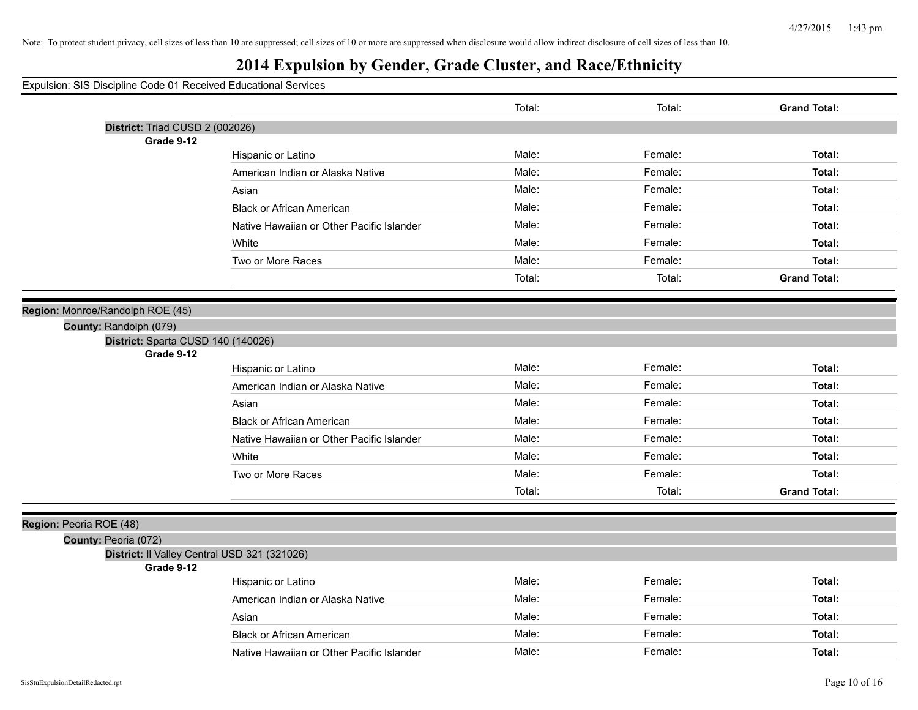Note: To protect student privacy, cell sizes of less than 10 are suppressed; cell sizes of 10 or more are suppressed when disclosure would allow indirect disclosure of cell sizes of less than 10.

# 2014 Expulsion by Gender, Grade Cluster, and Race/Ethnicity

Expulsion: SIS Discipline Code 01 Received Educational Services

| | | | | |
|---|---|---|---|---|
| | | Total: | Total: | **Grand Total:** |

**District:** Triad CUSD 2 (002026)

**Grade 9-12**

| | | | |
|---|---|---|---|
| Hispanic or Latino | Male: | Female: | **Total:** |
| American Indian or Alaska Native | Male: | Female: | **Total:** |
| Asian | Male: | Female: | **Total:** |
| Black or African American | Male: | Female: | **Total:** |
| Native Hawaiian or Other Pacific Islander | Male: | Female: | **Total:** |
| White | Male: | Female: | **Total:** |
| Two or More Races | Male: | Female: | **Total:** |
| | Total: | Total: | **Grand Total:** |

**Region:** Monroe/Randolph ROE (45)

**County:** Randolph (079)

**District:** Sparta CUSD 140 (140026)

**Grade 9-12**

| | | | |
|---|---|---|---|
| Hispanic or Latino | Male: | Female: | **Total:** |
| American Indian or Alaska Native | Male: | Female: | **Total:** |
| Asian | Male: | Female: | **Total:** |
| Black or African American | Male: | Female: | **Total:** |
| Native Hawaiian or Other Pacific Islander | Male: | Female: | **Total:** |
| White | Male: | Female: | **Total:** |
| Two or More Races | Male: | Female: | **Total:** |
| | Total: | Total: | **Grand Total:** |

**Region:** Peoria ROE (48)

**County:** Peoria (072)

**District:** Il Valley Central USD 321 (321026)

**Grade 9-12**

| | | | |
|---|---|---|---|
| Hispanic or Latino | Male: | Female: | **Total:** |
| American Indian or Alaska Native | Male: | Female: | **Total:** |
| Asian | Male: | Female: | **Total:** |
| Black or African American | Male: | Female: | **Total:** |
| Native Hawaiian or Other Pacific Islander | Male: | Female: | **Total:** |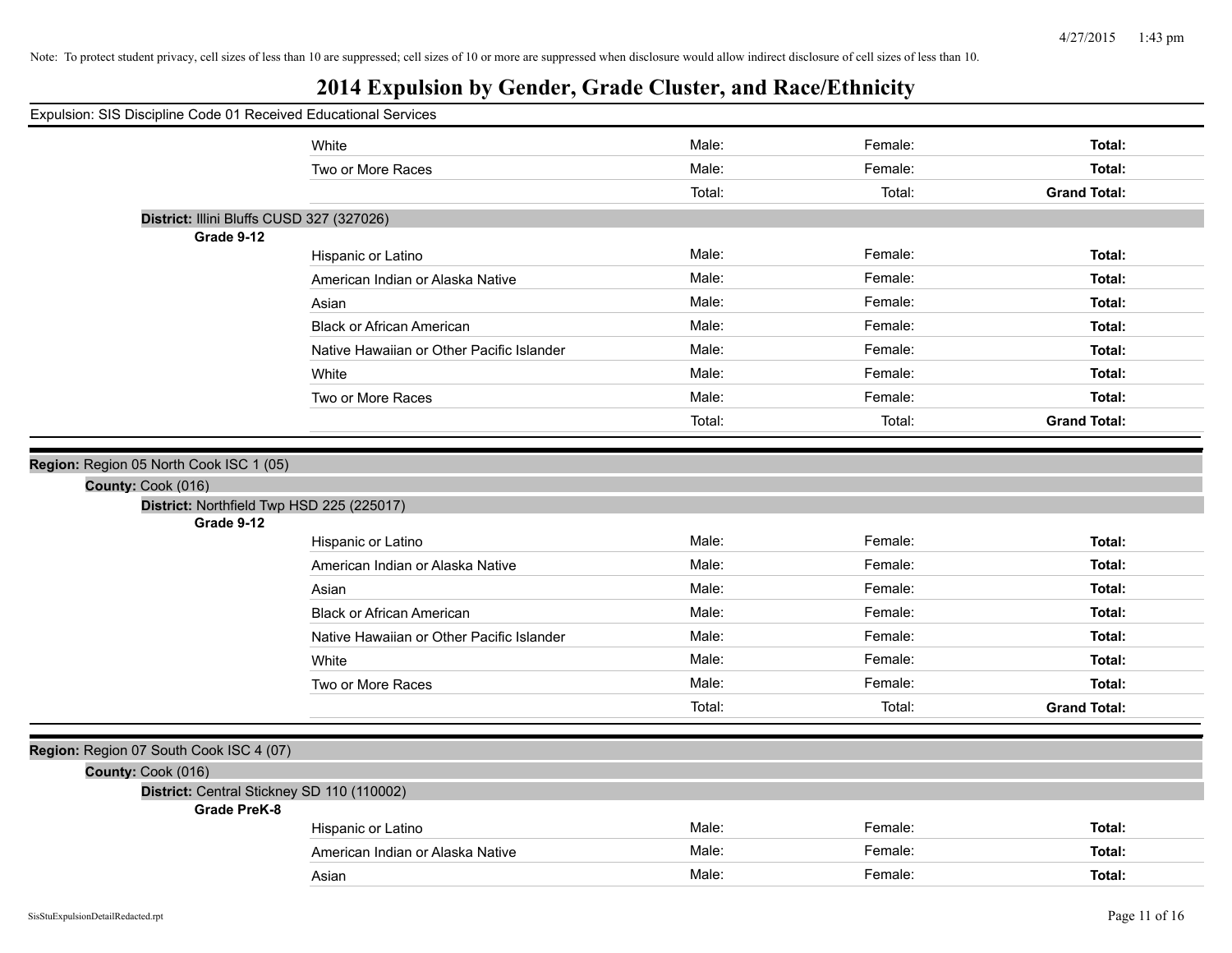Note: To protect student privacy, cell sizes of less than 10 are suppressed; cell sizes of 10 or more are suppressed when disclosure would allow indirect disclosure of cell sizes of less than 10.

# 2014 Expulsion by Gender, Grade Cluster, and Race/Ethnicity

Expulsion: SIS Discipline Code 01 Received Educational Services

| | | | |
|---|---|---|---|
| White | Male: | Female: | **Total:** |
| Two or More Races | Male: | Female: | **Total:** |
| | Total: | Total: | **Grand Total:** |

**District:** Illini Bluffs CUSD 327 (327026)

**Grade 9-12**

| | | | |
|---|---|---|---|
| Hispanic or Latino | Male: | Female: | **Total:** |
| American Indian or Alaska Native | Male: | Female: | **Total:** |
| Asian | Male: | Female: | **Total:** |
| Black or African American | Male: | Female: | **Total:** |
| Native Hawaiian or Other Pacific Islander | Male: | Female: | **Total:** |
| White | Male: | Female: | **Total:** |
| Two or More Races | Male: | Female: | **Total:** |
| | Total: | Total: | **Grand Total:** |

**Region:** Region 05 North Cook ISC 1 (05)

**County:** Cook (016)

**District:** Northfield Twp HSD 225 (225017)

**Grade 9-12**

| | | | |
|---|---|---|---|
| Hispanic or Latino | Male: | Female: | **Total:** |
| American Indian or Alaska Native | Male: | Female: | **Total:** |
| Asian | Male: | Female: | **Total:** |
| Black or African American | Male: | Female: | **Total:** |
| Native Hawaiian or Other Pacific Islander | Male: | Female: | **Total:** |
| White | Male: | Female: | **Total:** |
| Two or More Races | Male: | Female: | **Total:** |
| | Total: | Total: | **Grand Total:** |

**Region:** Region 07 South Cook ISC 4 (07)

**County:** Cook (016)

**District:** Central Stickney SD 110 (110002)

**Grade PreK-8**

| | | | |
|---|---|---|---|
| Hispanic or Latino | Male: | Female: | **Total:** |
| American Indian or Alaska Native | Male: | Female: | **Total:** |
| Asian | Male: | Female: | **Total:** |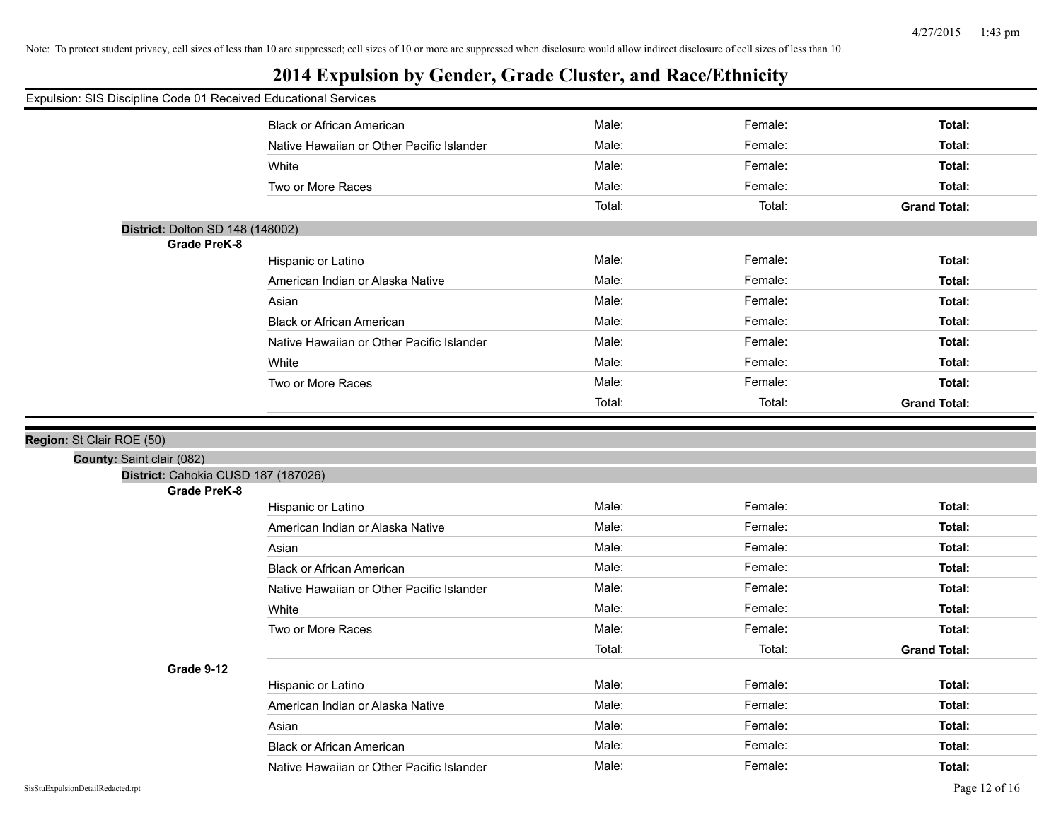Note: To protect student privacy, cell sizes of less than 10 are suppressed; cell sizes of 10 or more are suppressed when disclosure would allow indirect disclosure of cell sizes of less than 10.

# 2014 Expulsion by Gender, Grade Cluster, and Race/Ethnicity

Expulsion: SIS Discipline Code 01 Received Educational Services

| | Male | Female | Total |
|---|---|---|---|
| Black or African American | Male: | Female: | **Total:** |
| Native Hawaiian or Other Pacific Islander | Male: | Female: | **Total:** |
| White | Male: | Female: | **Total:** |
| Two or More Races | Male: | Female: | **Total:** |
| | Total: | Total: | **Grand Total:** |

**District:** Dolton SD 148 (148002)

**Grade PreK-8**

| | Male | Female | Total |
|---|---|---|---|
| Hispanic or Latino | Male: | Female: | **Total:** |
| American Indian or Alaska Native | Male: | Female: | **Total:** |
| Asian | Male: | Female: | **Total:** |
| Black or African American | Male: | Female: | **Total:** |
| Native Hawaiian or Other Pacific Islander | Male: | Female: | **Total:** |
| White | Male: | Female: | **Total:** |
| Two or More Races | Male: | Female: | **Total:** |
| | Total: | Total: | **Grand Total:** |

**Region:** St Clair ROE (50)

**County:** Saint clair (082)

**District:** Cahokia CUSD 187 (187026)

**Grade PreK-8**

| | Male | Female | Total |
|---|---|---|---|
| Hispanic or Latino | Male: | Female: | **Total:** |
| American Indian or Alaska Native | Male: | Female: | **Total:** |
| Asian | Male: | Female: | **Total:** |
| Black or African American | Male: | Female: | **Total:** |
| Native Hawaiian or Other Pacific Islander | Male: | Female: | **Total:** |
| White | Male: | Female: | **Total:** |
| Two or More Races | Male: | Female: | **Total:** |
| | Total: | Total: | **Grand Total:** |

**Grade 9-12**

| | Male | Female | Total |
|---|---|---|---|
| Hispanic or Latino | Male: | Female: | **Total:** |
| American Indian or Alaska Native | Male: | Female: | **Total:** |
| Asian | Male: | Female: | **Total:** |
| Black or African American | Male: | Female: | **Total:** |
| Native Hawaiian or Other Pacific Islander | Male: | Female: | **Total:** |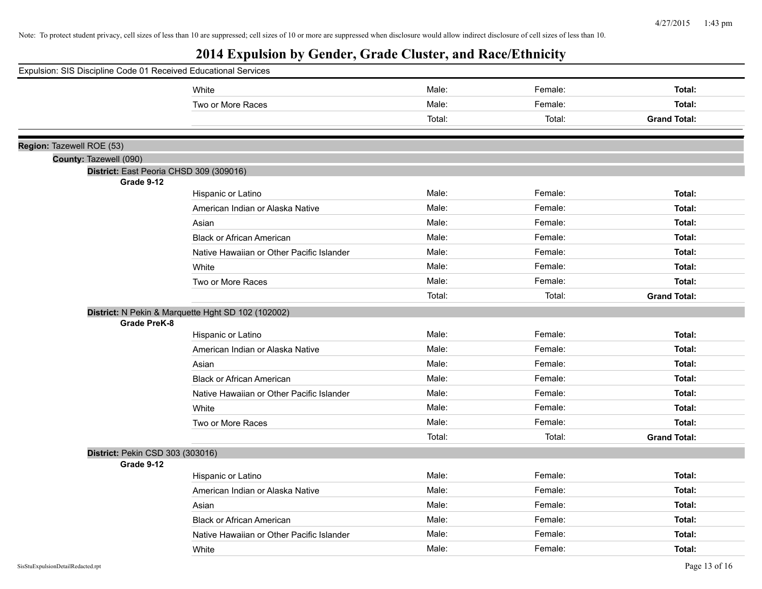Note: To protect student privacy, cell sizes of less than 10 are suppressed; cell sizes of 10 or more are suppressed when disclosure would allow indirect disclosure of cell sizes of less than 10.

# 2014 Expulsion by Gender, Grade Cluster, and Race/Ethnicity

Expulsion: SIS Discipline Code 01 Received Educational Services

| | Male: | Female: | Total: |
|---|---|---|---|
| White | Male: | Female: | **Total:** |
| Two or More Races | Male: | Female: | **Total:** |
| | Total: | Total: | **Grand Total:** |

**Region:** Tazewell ROE (53)

**County:** Tazewell (090)

**District:** East Peoria CHSD 309 (309016)

**Grade 9-12**

| | | | |
|---|---|---|---|
| Hispanic or Latino | Male: | Female: | **Total:** |
| American Indian or Alaska Native | Male: | Female: | **Total:** |
| Asian | Male: | Female: | **Total:** |
| Black or African American | Male: | Female: | **Total:** |
| Native Hawaiian or Other Pacific Islander | Male: | Female: | **Total:** |
| White | Male: | Female: | **Total:** |
| Two or More Races | Male: | Female: | **Total:** |
| | Total: | Total: | **Grand Total:** |

**District:** N Pekin & Marquette Hght SD 102 (102002)

**Grade PreK-8**

| | | | |
|---|---|---|---|
| Hispanic or Latino | Male: | Female: | **Total:** |
| American Indian or Alaska Native | Male: | Female: | **Total:** |
| Asian | Male: | Female: | **Total:** |
| Black or African American | Male: | Female: | **Total:** |
| Native Hawaiian or Other Pacific Islander | Male: | Female: | **Total:** |
| White | Male: | Female: | **Total:** |
| Two or More Races | Male: | Female: | **Total:** |
| | Total: | Total: | **Grand Total:** |

**District:** Pekin CSD 303 (303016)

**Grade 9-12**

| | | | |
|---|---|---|---|
| Hispanic or Latino | Male: | Female: | **Total:** |
| American Indian or Alaska Native | Male: | Female: | **Total:** |
| Asian | Male: | Female: | **Total:** |
| Black or African American | Male: | Female: | **Total:** |
| Native Hawaiian or Other Pacific Islander | Male: | Female: | **Total:** |
| White | Male: | Female: | **Total:** |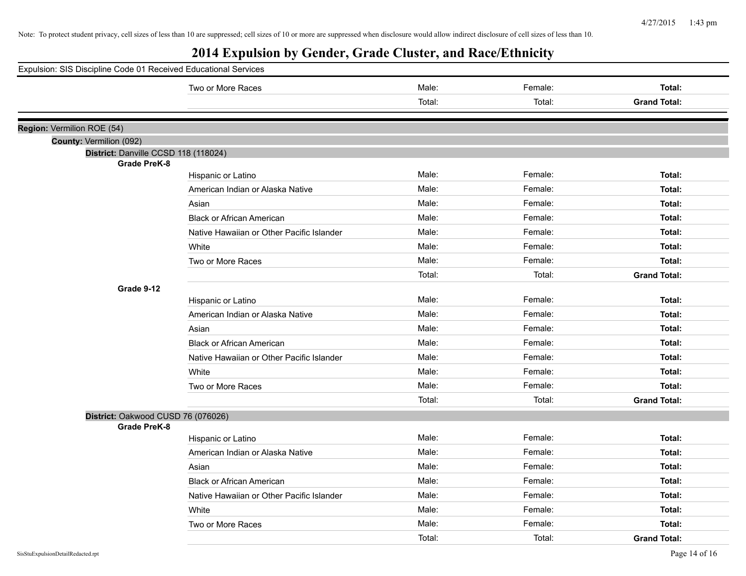Note: To protect student privacy, cell sizes of less than 10 are suppressed; cell sizes of 10 or more are suppressed when disclosure would allow indirect disclosure of cell sizes of less than 10.

# 2014 Expulsion by Gender, Grade Cluster, and Race/Ethnicity

Expulsion: SIS Discipline Code 01 Received Educational Services

| | | | | |
|---|---|---|---|---|
| | Two or More Races | Male: | Female: | **Total:** |
| | | Total: | Total: | **Grand Total:** |

**Region:** Vermilion ROE (54)

**County:** Vermilion (092)

**District:** Danville CCSD 118 (118024)

| Grade | Race/Ethnicity | Male | Female | Total |
|---|---|---|---|---|
| **Grade PreK-8** | | | | |
| | Hispanic or Latino | Male: | Female: | **Total:** |
| | American Indian or Alaska Native | Male: | Female: | **Total:** |
| | Asian | Male: | Female: | **Total:** |
| | Black or African American | Male: | Female: | **Total:** |
| | Native Hawaiian or Other Pacific Islander | Male: | Female: | **Total:** |
| | White | Male: | Female: | **Total:** |
| | Two or More Races | Male: | Female: | **Total:** |
| | | Total: | Total: | **Grand Total:** |
| **Grade 9-12** | | | | |
| | Hispanic or Latino | Male: | Female: | **Total:** |
| | American Indian or Alaska Native | Male: | Female: | **Total:** |
| | Asian | Male: | Female: | **Total:** |
| | Black or African American | Male: | Female: | **Total:** |
| | Native Hawaiian or Other Pacific Islander | Male: | Female: | **Total:** |
| | White | Male: | Female: | **Total:** |
| | Two or More Races | Male: | Female: | **Total:** |
| | | Total: | Total: | **Grand Total:** |

**District:** Oakwood CUSD 76 (076026)

| Grade | Race/Ethnicity | Male | Female | Total |
|---|---|---|---|---|
| **Grade PreK-8** | | | | |
| | Hispanic or Latino | Male: | Female: | **Total:** |
| | American Indian or Alaska Native | Male: | Female: | **Total:** |
| | Asian | Male: | Female: | **Total:** |
| | Black or African American | Male: | Female: | **Total:** |
| | Native Hawaiian or Other Pacific Islander | Male: | Female: | **Total:** |
| | White | Male: | Female: | **Total:** |
| | Two or More Races | Male: | Female: | **Total:** |
| | | Total: | Total: | **Grand Total:** |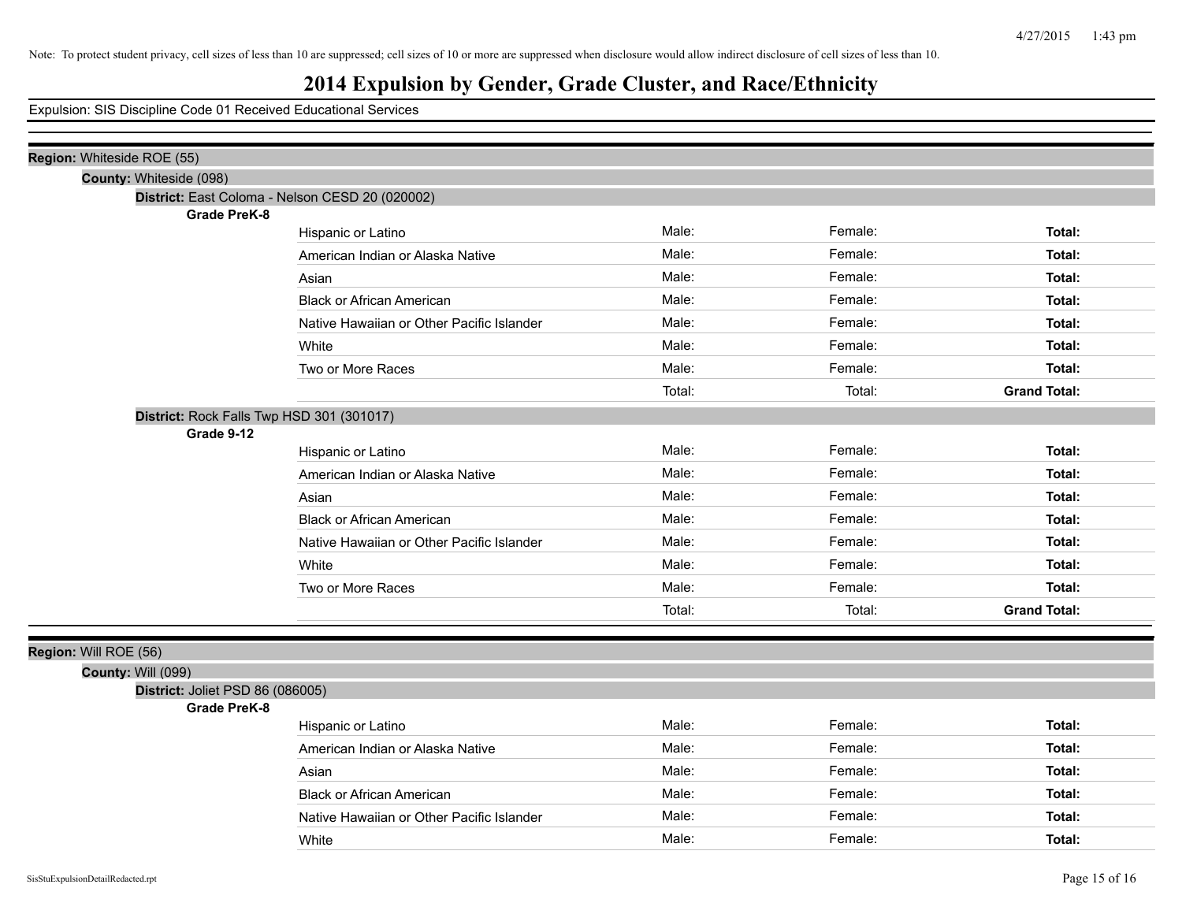Note: To protect student privacy, cell sizes of less than 10 are suppressed; cell sizes of 10 or more are suppressed when disclosure would allow indirect disclosure of cell sizes of less than 10.

# 2014 Expulsion by Gender, Grade Cluster, and Race/Ethnicity

Expulsion: SIS Discipline Code 01 Received Educational Services

**Region:** Whiteside ROE (55)

**County:** Whiteside (098)

**District:** East Coloma - Nelson CESD 20 (020002)

**Grade PreK-8**

| | | | |
|---|---|---|---|
| Hispanic or Latino | Male: | Female: | **Total:** |
| American Indian or Alaska Native | Male: | Female: | **Total:** |
| Asian | Male: | Female: | **Total:** |
| Black or African American | Male: | Female: | **Total:** |
| Native Hawaiian or Other Pacific Islander | Male: | Female: | **Total:** |
| White | Male: | Female: | **Total:** |
| Two or More Races | Male: | Female: | **Total:** |
| | Total: | Total: | **Grand Total:** |

**District:** Rock Falls Twp HSD 301 (301017)

**Grade 9-12**

| | | | |
|---|---|---|---|
| Hispanic or Latino | Male: | Female: | **Total:** |
| American Indian or Alaska Native | Male: | Female: | **Total:** |
| Asian | Male: | Female: | **Total:** |
| Black or African American | Male: | Female: | **Total:** |
| Native Hawaiian or Other Pacific Islander | Male: | Female: | **Total:** |
| White | Male: | Female: | **Total:** |
| Two or More Races | Male: | Female: | **Total:** |
| | Total: | Total: | **Grand Total:** |

**Region:** Will ROE (56)

**County:** Will (099)

**District:** Joliet PSD 86 (086005)

**Grade PreK-8**

| | | | |
|---|---|---|---|
| Hispanic or Latino | Male: | Female: | **Total:** |
| American Indian or Alaska Native | Male: | Female: | **Total:** |
| Asian | Male: | Female: | **Total:** |
| Black or African American | Male: | Female: | **Total:** |
| Native Hawaiian or Other Pacific Islander | Male: | Female: | **Total:** |
| White | Male: | Female: | **Total:** |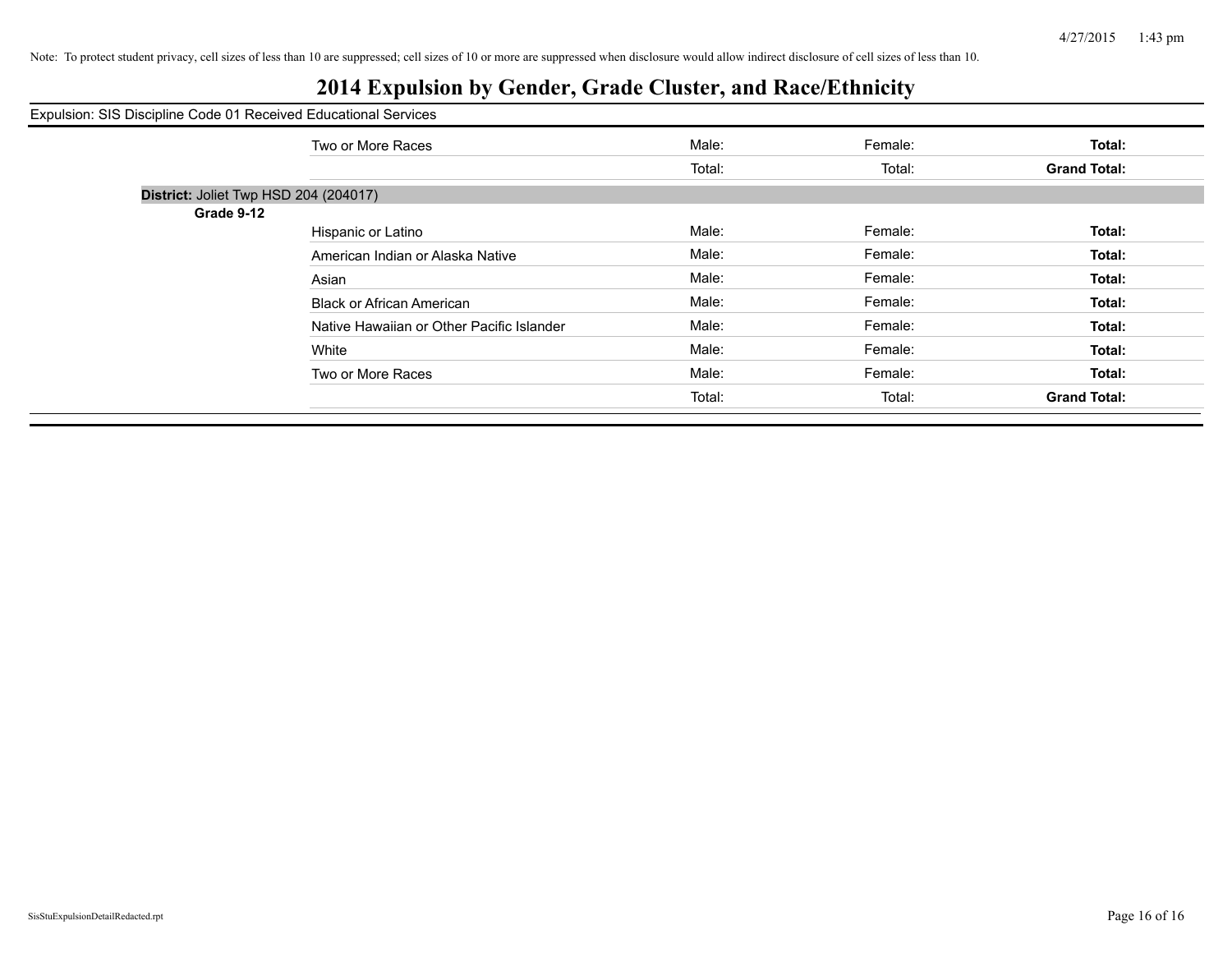Note: To protect student privacy, cell sizes of less than 10 are suppressed; cell sizes of 10 or more are suppressed when disclosure would allow indirect disclosure of cell sizes of less than 10.

# 2014 Expulsion by Gender, Grade Cluster, and Race/Ethnicity

Expulsion: SIS Discipline Code 01 Received Educational Services

| | | | | |
|---|---|---|---|---|
| | Two or More Races | Male: | Female: | **Total:** |
| | | Total: | Total: | **Grand Total:** |
| **District:** Joliet Twp HSD 204 (204017) | | | | |
| **Grade 9-12** | | | | |
| | Hispanic or Latino | Male: | Female: | **Total:** |
| | American Indian or Alaska Native | Male: | Female: | **Total:** |
| | Asian | Male: | Female: | **Total:** |
| | Black or African American | Male: | Female: | **Total:** |
| | Native Hawaiian or Other Pacific Islander | Male: | Female: | **Total:** |
| | White | Male: | Female: | **Total:** |
| | Two or More Races | Male: | Female: | **Total:** |
| | | Total: | Total: | **Grand Total:** |